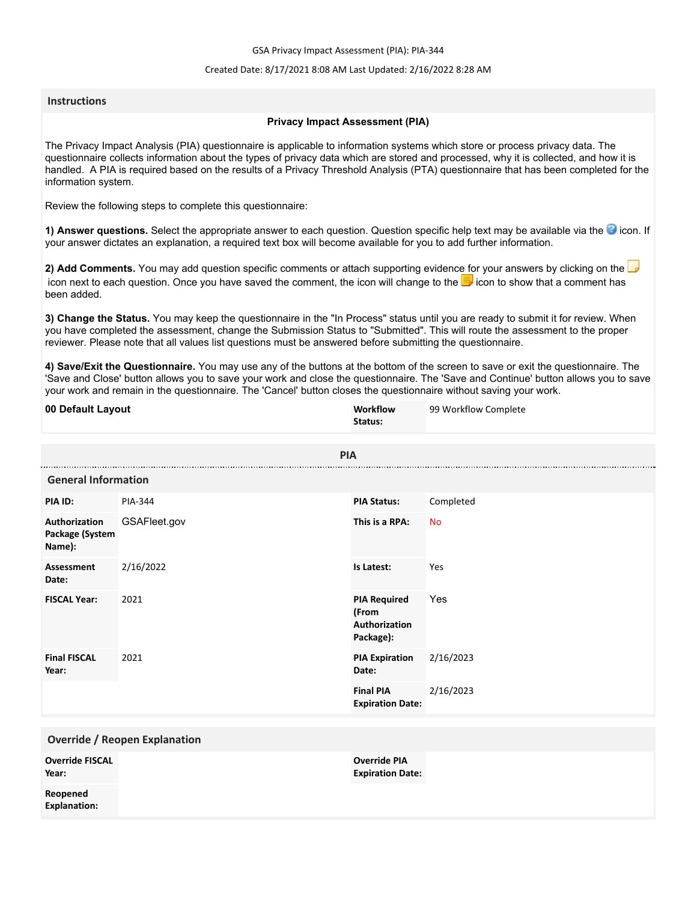GSA Privacy Impact Assessment (PIA): PIA-344

Created Date: 8/17/2021 8:08 AM Last Updated: 2/16/2022 8:28 AM

## Instructions

### Privacy Impact Assessment (PIA)

The Privacy Impact Analysis (PIA) questionnaire is applicable to information systems which store or process privacy data. The questionnaire collects information about the types of privacy data which are stored and processed, why it is collected, and how it is handled. A PIA is required based on the results of a Privacy Threshold Analysis (PTA) questionnaire that has been completed for the information system.

Review the following steps to complete this questionnaire:

**1) Answer questions.** Select the appropriate answer to each question. Question specific help text may be available via the icon. If your answer dictates an explanation, a required text box will become available for you to add further information.

**2) Add Comments.** You may add question specific comments or attach supporting evidence for your answers by clicking on the icon next to each question. Once you have saved the comment, the icon will change to the icon to show that a comment has been added.

**3) Change the Status.** You may keep the questionnaire in the "In Process" status until you are ready to submit it for review. When you have completed the assessment, change the Submission Status to "Submitted". This will route the assessment to the proper reviewer. Please note that all values list questions must be answered before submitting the questionnaire.

**4) Save/Exit the Questionnaire.** You may use any of the buttons at the bottom of the screen to save or exit the questionnaire. The 'Save and Close' button allows you to save your work and close the questionnaire. The 'Save and Continue' button allows you to save your work and remain in the questionnaire. The 'Cancel' button closes the questionnaire without saving your work.

| **00 Default Layout** | | **Workflow Status:** | 99 Workflow Complete |
|---|---|---|---|

## PIA

### General Information

| | | | |
|---|---|---|---|
| **PIA ID:** | PIA-344 | **PIA Status:** | Completed |
| **Authorization Package (System Name):** | GSAFleet.gov | **This is a RPA:** | No |
| **Assessment Date:** | 2/16/2022 | **Is Latest:** | Yes |
| **FISCAL Year:** | 2021 | **PIA Required (From Authorization Package):** | Yes |
| **Final FISCAL Year:** | 2021 | **PIA Expiration Date:** | 2/16/2023 |
| | | **Final PIA Expiration Date:** | 2/16/2023 |

### Override / Reopen Explanation

| | | | |
|---|---|---|---|
| **Override FISCAL Year:** | | **Override PIA Expiration Date:** | |
| **Reopened Explanation:** | | | |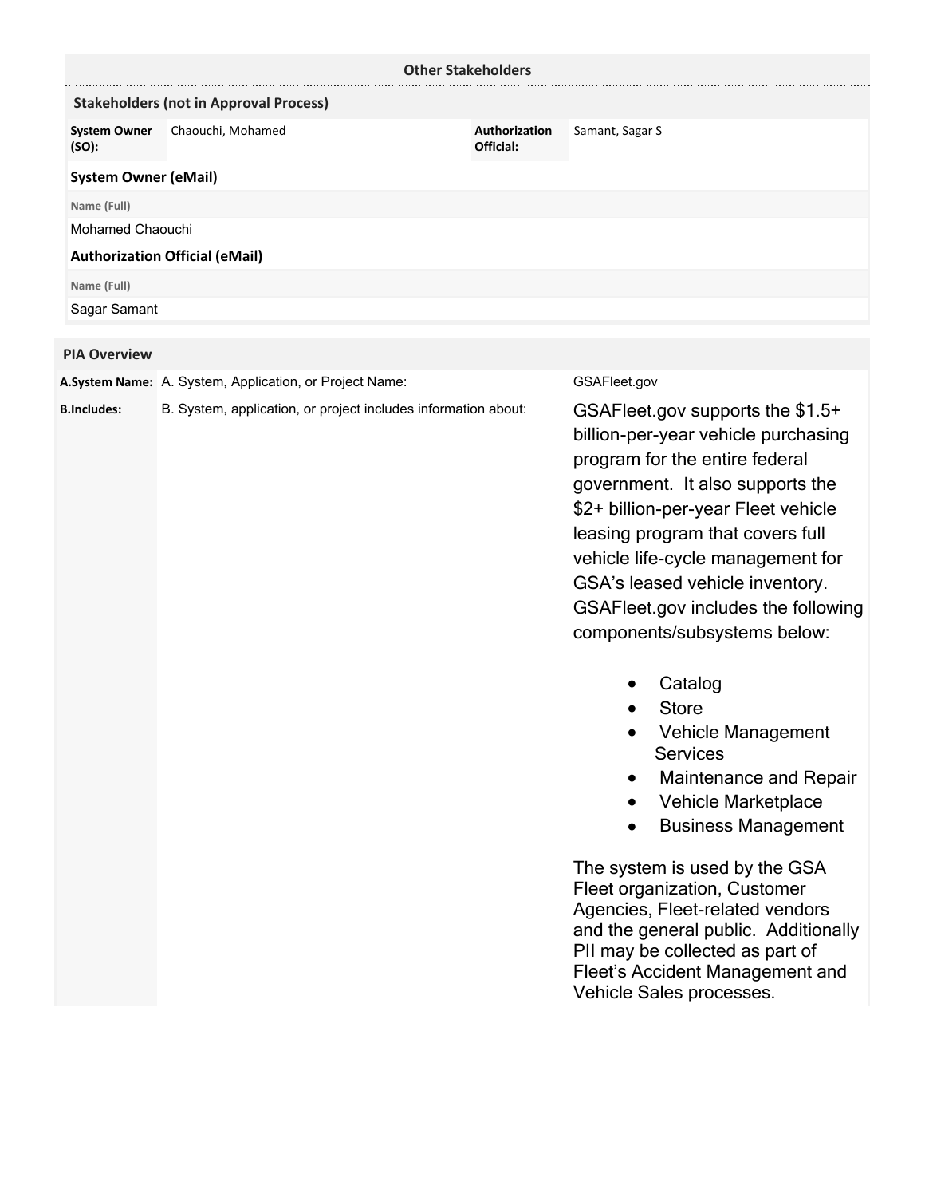## Other Stakeholders

### Stakeholders (not in Approval Process)

| System Owner (SO): | Chaouchi, Mohamed | Authorization Official: | Samant, Sagar S |
|---|---|---|---|

**System Owner (eMail)**

| Name (Full) |
|---|
| Mohamed Chaouchi |

**Authorization Official (eMail)**

| Name (Full) |
|---|
| Sagar Samant |

## PIA Overview

| | | |
|---|---|---|
| **A.System Name:** | A. System, Application, or Project Name: | GSAFleet.gov |
| **B.Includes:** | B. System, application, or project includes information about: | GSAFleet.gov supports the $1.5+ billion-per-year vehicle purchasing program for the entire federal government. It also supports the $2+ billion-per-year Fleet vehicle leasing program that covers full vehicle life-cycle management for GSA's leased vehicle inventory. GSAFleet.gov includes the following components/subsystems below:<br><br>• Catalog<br>• Store<br>• Vehicle Management Services<br>• Maintenance and Repair<br>• Vehicle Marketplace<br>• Business Management<br><br>The system is used by the GSA Fleet organization, Customer Agencies, Fleet-related vendors and the general public. Additionally PII may be collected as part of Fleet's Accident Management and Vehicle Sales processes. |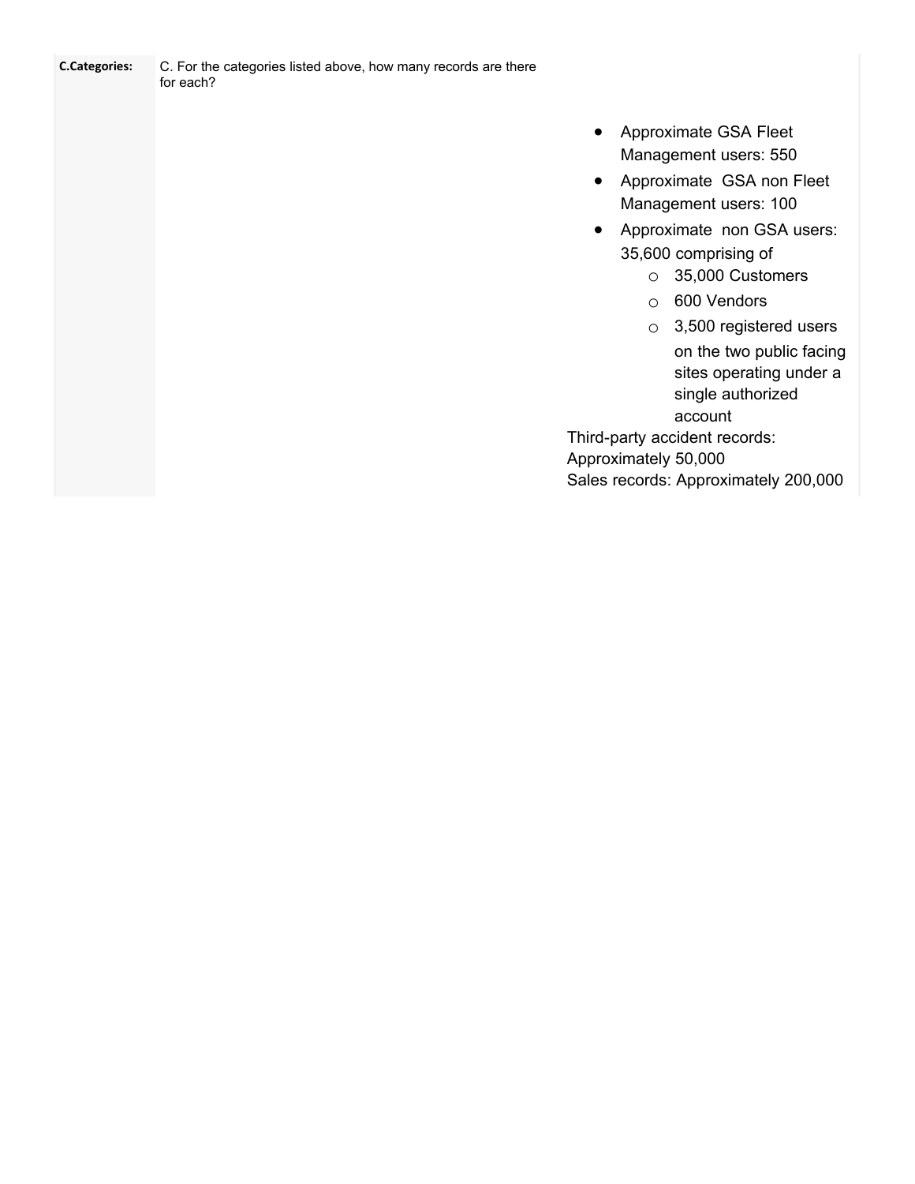| | | |
|---|---|---|
| **C.Categories:** | C. For the categories listed above, how many records are there for each? | <ul><li>Approximate GSA Fleet Management users: 550</li><li>Approximate GSA non Fleet Management users: 100</li><li>Approximate non GSA users: 35,600 comprising of<ul><li>35,000 Customers</li><li>600 Vendors</li><li>3,500 registered users on the two public facing sites operating under a single authorized account</li></ul></li></ul>Third-party accident records: Approximately 50,000<br>Sales records: Approximately 200,000 |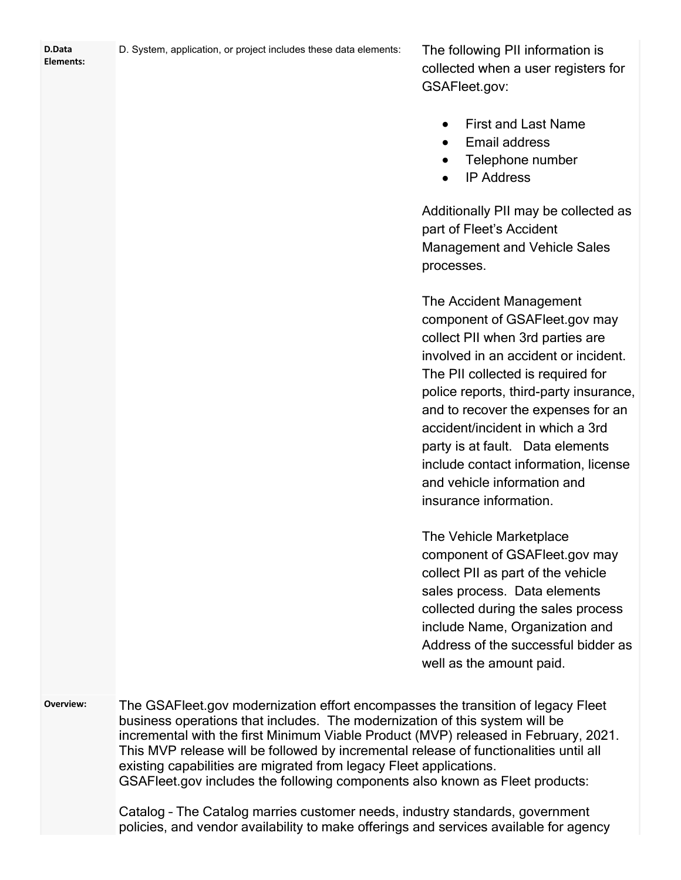| | | |
|---|---|---|
| **D.Data Elements:** | D. System, application, or project includes these data elements: | The following PII information is collected when a user registers for GSAFleet.gov:<br><br>• First and Last Name<br>• Email address<br>• Telephone number<br>• IP Address<br><br>Additionally PII may be collected as part of Fleet's Accident Management and Vehicle Sales processes.<br><br>The Accident Management component of GSAFleet.gov may collect PII when 3rd parties are involved in an accident or incident. The PII collected is required for police reports, third-party insurance, and to recover the expenses for an accident/incident in which a 3rd party is at fault. Data elements include contact information, license and vehicle information and insurance information.<br><br>The Vehicle Marketplace component of GSAFleet.gov may collect PII as part of the vehicle sales process. Data elements collected during the sales process include Name, Organization and Address of the successful bidder as well as the amount paid. |

**Overview:**

The GSAFleet.gov modernization effort encompasses the transition of legacy Fleet business operations that includes. The modernization of this system will be incremental with the first Minimum Viable Product (MVP) released in February, 2021. This MVP release will be followed by incremental release of functionalities until all existing capabilities are migrated from legacy Fleet applications.
GSAFleet.gov includes the following components also known as Fleet products:

Catalog – The Catalog marries customer needs, industry standards, government policies, and vendor availability to make offerings and services available for agency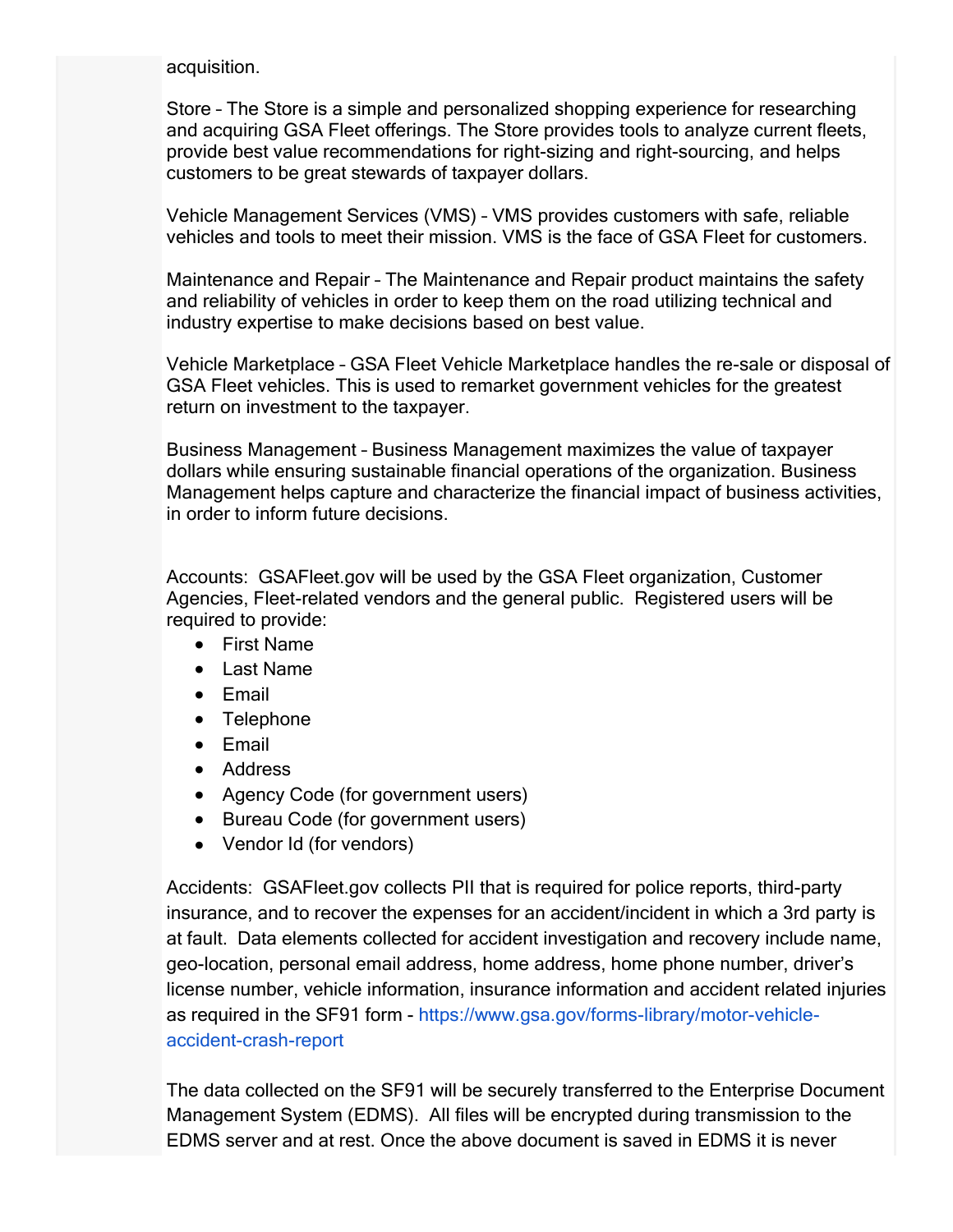acquisition.

Store – The Store is a simple and personalized shopping experience for researching and acquiring GSA Fleet offerings. The Store provides tools to analyze current fleets, provide best value recommendations for right-sizing and right-sourcing, and helps customers to be great stewards of taxpayer dollars.

Vehicle Management Services (VMS) – VMS provides customers with safe, reliable vehicles and tools to meet their mission. VMS is the face of GSA Fleet for customers.

Maintenance and Repair – The Maintenance and Repair product maintains the safety and reliability of vehicles in order to keep them on the road utilizing technical and industry expertise to make decisions based on best value.

Vehicle Marketplace – GSA Fleet Vehicle Marketplace handles the re-sale or disposal of GSA Fleet vehicles. This is used to remarket government vehicles for the greatest return on investment to the taxpayer.

Business Management – Business Management maximizes the value of taxpayer dollars while ensuring sustainable financial operations of the organization. Business Management helps capture and characterize the financial impact of business activities, in order to inform future decisions.

Accounts: GSAFleet.gov will be used by the GSA Fleet organization, Customer Agencies, Fleet-related vendors and the general public. Registered users will be required to provide:

- First Name
- Last Name
- Email
- Telephone
- Email
- Address
- Agency Code (for government users)
- Bureau Code (for government users)
- Vendor Id (for vendors)

Accidents: GSAFleet.gov collects PII that is required for police reports, third-party insurance, and to recover the expenses for an accident/incident in which a 3rd party is at fault. Data elements collected for accident investigation and recovery include name, geo-location, personal email address, home address, home phone number, driver's license number, vehicle information, insurance information and accident related injuries as required in the SF91 form - https://www.gsa.gov/forms-library/motor-vehicle-accident-crash-report

The data collected on the SF91 will be securely transferred to the Enterprise Document Management System (EDMS). All files will be encrypted during transmission to the EDMS server and at rest. Once the above document is saved in EDMS it is never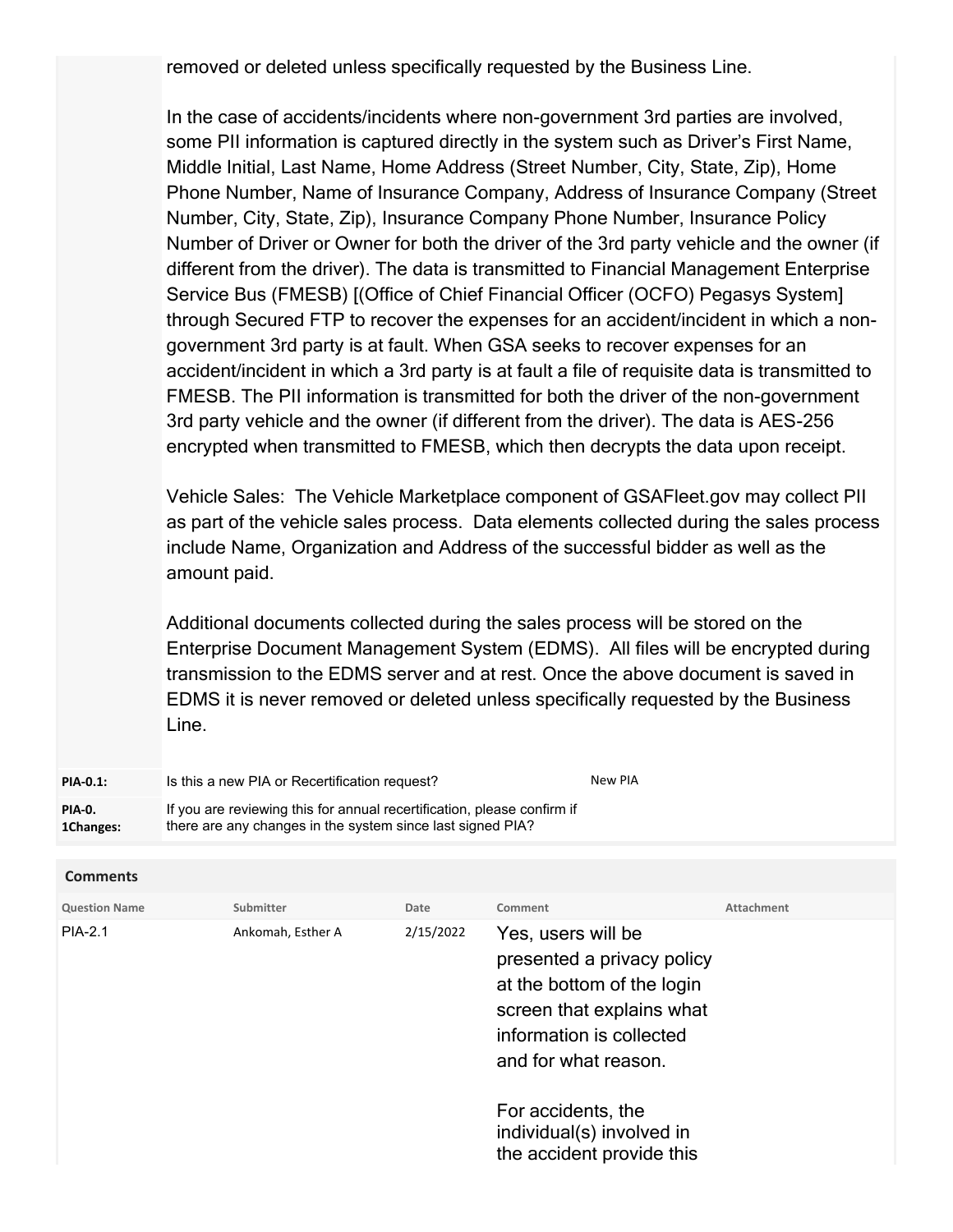removed or deleted unless specifically requested by the Business Line.

In the case of accidents/incidents where non-government 3rd parties are involved, some PII information is captured directly in the system such as Driver's First Name, Middle Initial, Last Name, Home Address (Street Number, City, State, Zip), Home Phone Number, Name of Insurance Company, Address of Insurance Company (Street Number, City, State, Zip), Insurance Company Phone Number, Insurance Policy Number of Driver or Owner for both the driver of the 3rd party vehicle and the owner (if different from the driver). The data is transmitted to Financial Management Enterprise Service Bus (FMESB) [(Office of Chief Financial Officer (OCFO) Pegasys System] through Secured FTP to recover the expenses for an accident/incident in which a non-government 3rd party is at fault. When GSA seeks to recover expenses for an accident/incident in which a 3rd party is at fault a file of requisite data is transmitted to FMESB. The PII information is transmitted for both the driver of the non-government 3rd party vehicle and the owner (if different from the driver). The data is AES-256 encrypted when transmitted to FMESB, which then decrypts the data upon receipt.

Vehicle Sales: The Vehicle Marketplace component of GSAFleet.gov may collect PII as part of the vehicle sales process. Data elements collected during the sales process include Name, Organization and Address of the successful bidder as well as the amount paid.

Additional documents collected during the sales process will be stored on the Enterprise Document Management System (EDMS). All files will be encrypted during transmission to the EDMS server and at rest. Once the above document is saved in EDMS it is never removed or deleted unless specifically requested by the Business Line.

| | | |
|---|---|---|
| **PIA-0.1:** | Is this a new PIA or Recertification request? | New PIA |
| **PIA-0. 1Changes:** | If you are reviewing this for annual recertification, please confirm if there are any changes in the system since last signed PIA? | |

**Comments**

| Question Name | Submitter | Date | Comment | Attachment |
|---|---|---|---|---|
| PIA-2.1 | Ankomah, Esther A | 2/15/2022 | Yes, users will be presented a privacy policy at the bottom of the login screen that explains what information is collected and for what reason. For accidents, the individual(s) involved in the accident provide this | |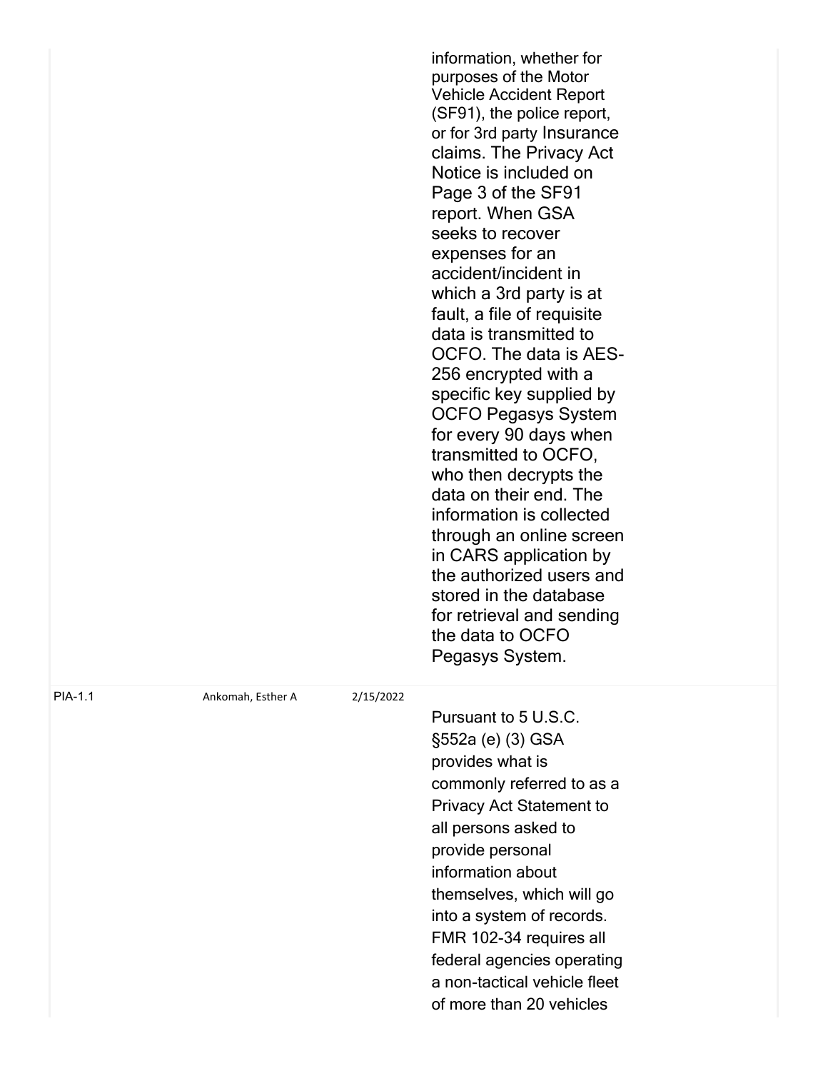|  |  |  |  |
|---|---|---|---|
|  |  |  | information, whether for purposes of the Motor Vehicle Accident Report (SF91), the police report, or for 3rd party Insurance claims. The Privacy Act Notice is included on Page 3 of the SF91 report. When GSA seeks to recover expenses for an accident/incident in which a 3rd party is at fault, a file of requisite data is transmitted to OCFO. The data is AES-256 encrypted with a specific key supplied by OCFO Pegasys System for every 90 days when transmitted to OCFO, who then decrypts the data on their end. The information is collected through an online screen in CARS application by the authorized users and stored in the database for retrieval and sending the data to OCFO Pegasys System. |
| PIA-1.1 | Ankomah, Esther A | 2/15/2022 | Pursuant to 5 U.S.C. §552a (e) (3) GSA provides what is commonly referred to as a Privacy Act Statement to all persons asked to provide personal information about themselves, which will go into a system of records. FMR 102-34 requires all federal agencies operating a non-tactical vehicle fleet of more than 20 vehicles |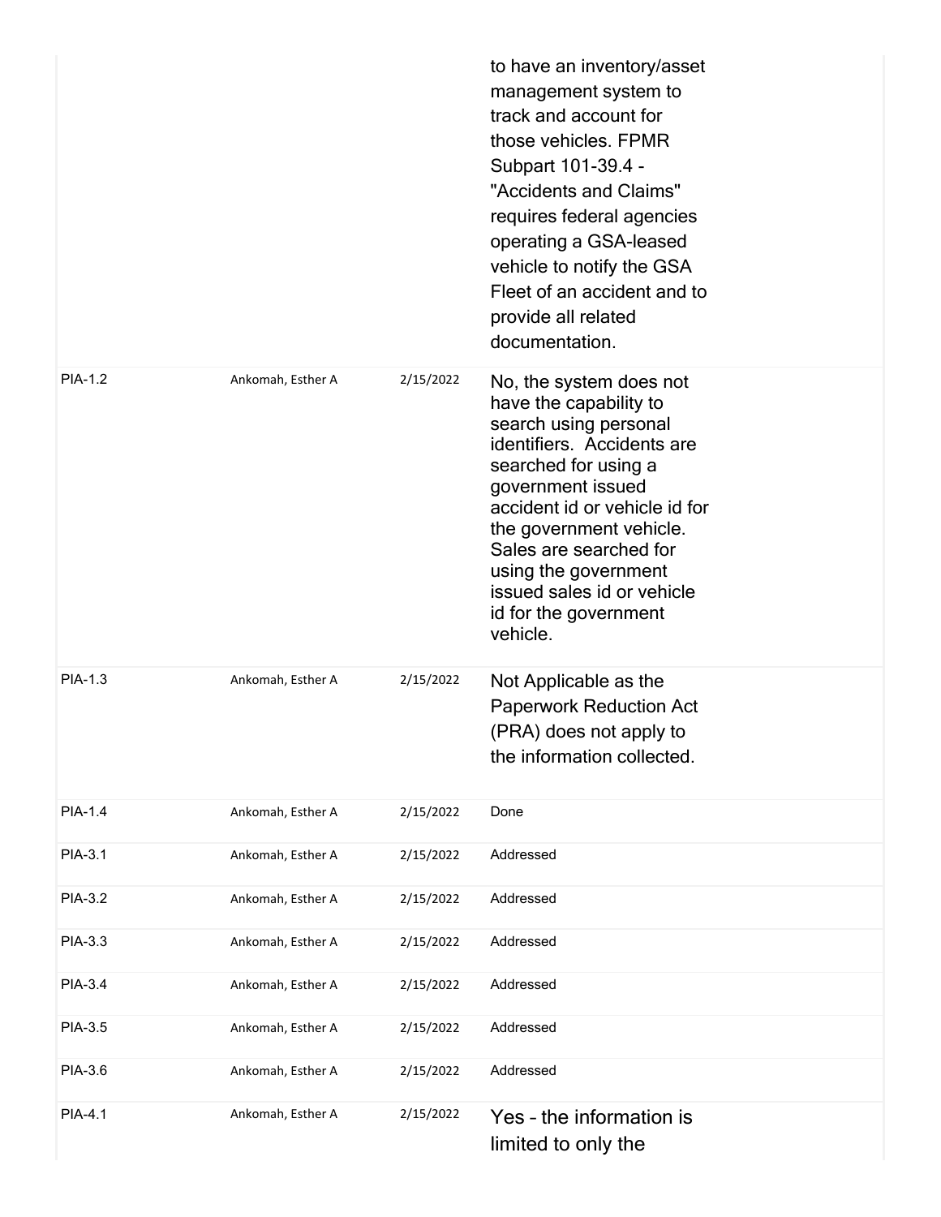| | | | |
|---|---|---|---|
| | | | to have an inventory/asset management system to track and account for those vehicles. FPMR Subpart 101-39.4 - "Accidents and Claims" requires federal agencies operating a GSA-leased vehicle to notify the GSA Fleet of an accident and to provide all related documentation. |
| PIA-1.2 | Ankomah, Esther A | 2/15/2022 | No, the system does not have the capability to search using personal identifiers. Accidents are searched for using a government issued accident id or vehicle id for the government vehicle. Sales are searched for using the government issued sales id or vehicle id for the government vehicle. |
| PIA-1.3 | Ankomah, Esther A | 2/15/2022 | Not Applicable as the Paperwork Reduction Act (PRA) does not apply to the information collected. |
| PIA-1.4 | Ankomah, Esther A | 2/15/2022 | Done |
| PIA-3.1 | Ankomah, Esther A | 2/15/2022 | Addressed |
| PIA-3.2 | Ankomah, Esther A | 2/15/2022 | Addressed |
| PIA-3.3 | Ankomah, Esther A | 2/15/2022 | Addressed |
| PIA-3.4 | Ankomah, Esther A | 2/15/2022 | Addressed |
| PIA-3.5 | Ankomah, Esther A | 2/15/2022 | Addressed |
| PIA-3.6 | Ankomah, Esther A | 2/15/2022 | Addressed |
| PIA-4.1 | Ankomah, Esther A | 2/15/2022 | Yes – the information is limited to only the |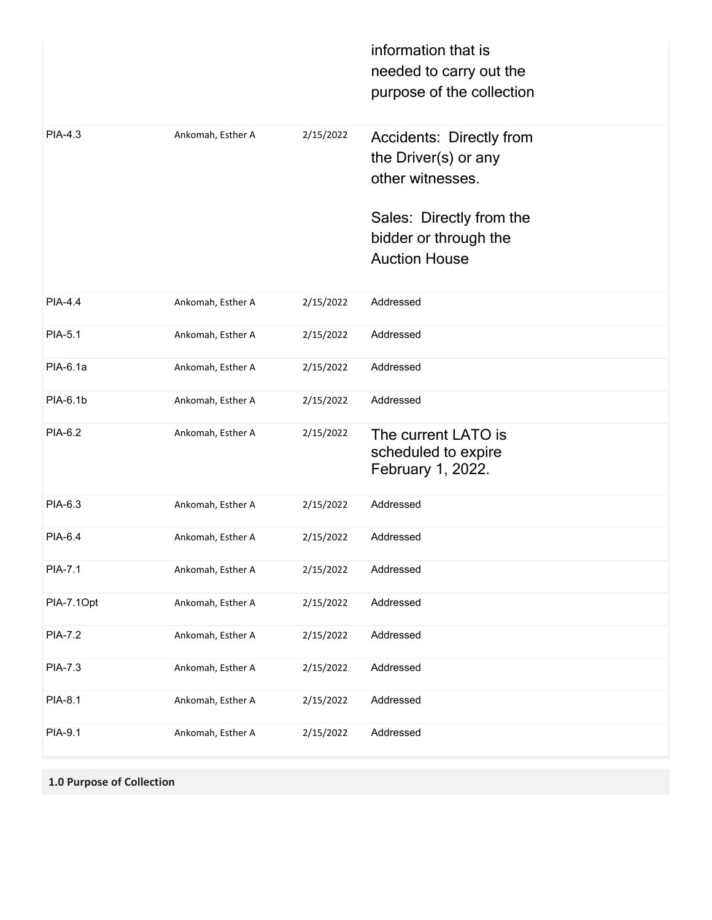| | | | |
|---|---|---|---|
| | | | information that is needed to carry out the purpose of the collection |
| PIA-4.3 | Ankomah, Esther A | 2/15/2022 | Accidents: Directly from the Driver(s) or any other witnesses.<br><br>Sales: Directly from the bidder or through the Auction House |
| PIA-4.4 | Ankomah, Esther A | 2/15/2022 | Addressed |
| PIA-5.1 | Ankomah, Esther A | 2/15/2022 | Addressed |
| PIA-6.1a | Ankomah, Esther A | 2/15/2022 | Addressed |
| PIA-6.1b | Ankomah, Esther A | 2/15/2022 | Addressed |
| PIA-6.2 | Ankomah, Esther A | 2/15/2022 | The current LATO is scheduled to expire February 1, 2022. |
| PIA-6.3 | Ankomah, Esther A | 2/15/2022 | Addressed |
| PIA-6.4 | Ankomah, Esther A | 2/15/2022 | Addressed |
| PIA-7.1 | Ankomah, Esther A | 2/15/2022 | Addressed |
| PIA-7.1Opt | Ankomah, Esther A | 2/15/2022 | Addressed |
| PIA-7.2 | Ankomah, Esther A | 2/15/2022 | Addressed |
| PIA-7.3 | Ankomah, Esther A | 2/15/2022 | Addressed |
| PIA-8.1 | Ankomah, Esther A | 2/15/2022 | Addressed |
| PIA-9.1 | Ankomah, Esther A | 2/15/2022 | Addressed |

**1.0 Purpose of Collection**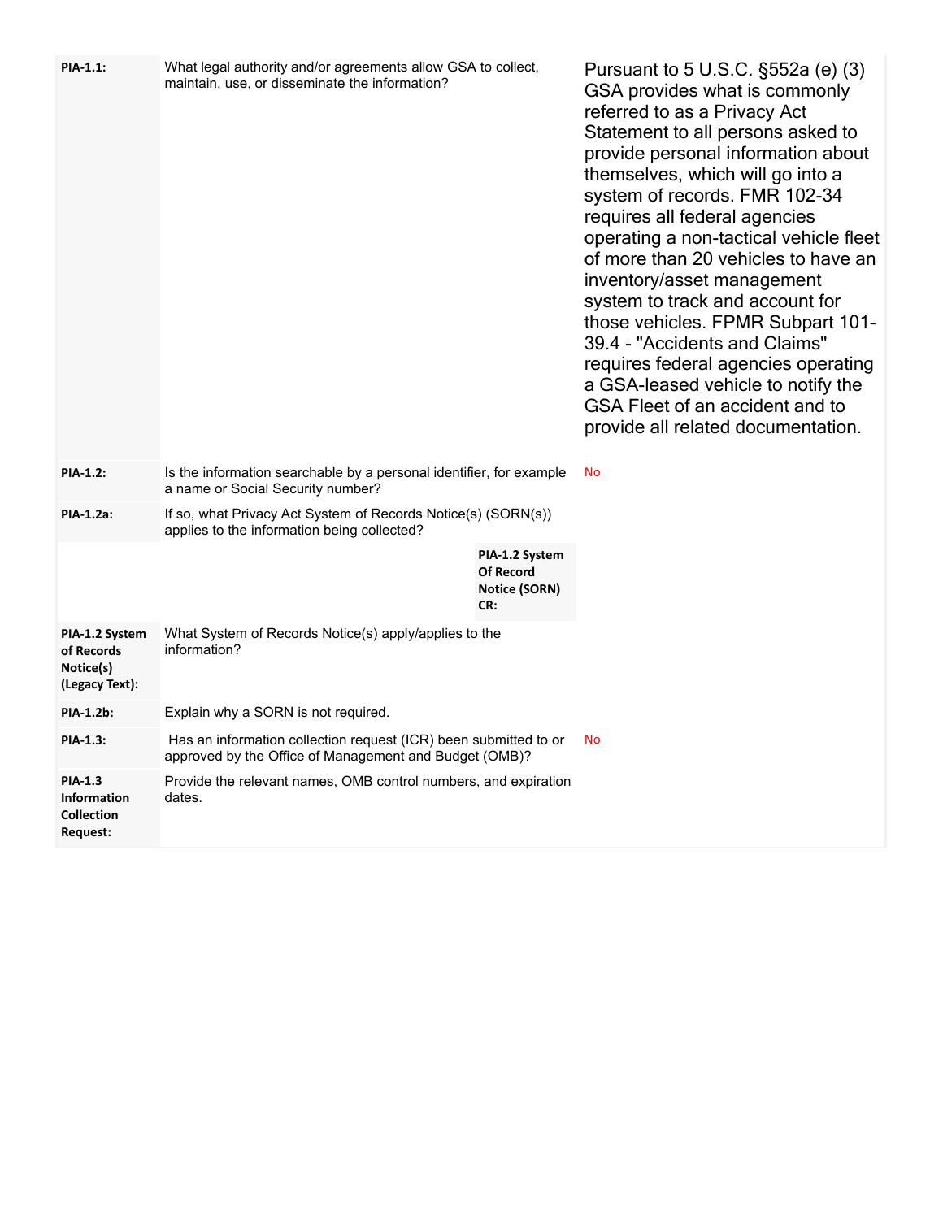| | | |
|---|---|---|
| **PIA-1.1:** | What legal authority and/or agreements allow GSA to collect, maintain, use, or disseminate the information? | Pursuant to 5 U.S.C. §552a (e) (3) GSA provides what is commonly referred to as a Privacy Act Statement to all persons asked to provide personal information about themselves, which will go into a system of records. FMR 102-34 requires all federal agencies operating a non-tactical vehicle fleet of more than 20 vehicles to have an inventory/asset management system to track and account for those vehicles. FPMR Subpart 101-39.4 - "Accidents and Claims" requires federal agencies operating a GSA-leased vehicle to notify the GSA Fleet of an accident and to provide all related documentation. |
| **PIA-1.2:** | Is the information searchable by a personal identifier, for example a name or Social Security number? | No |
| **PIA-1.2a:** | If so, what Privacy Act System of Records Notice(s) (SORN(s)) applies to the information being collected? | |
| | **PIA-1.2 System Of Record Notice (SORN) CR:** | |
| **PIA-1.2 System of Records Notice(s) (Legacy Text):** | What System of Records Notice(s) apply/applies to the information? | |
| **PIA-1.2b:** | Explain why a SORN is not required. | |
| **PIA-1.3:** | Has an information collection request (ICR) been submitted to or approved by the Office of Management and Budget (OMB)? | No |
| **PIA-1.3 Information Collection Request:** | Provide the relevant names, OMB control numbers, and expiration dates. | |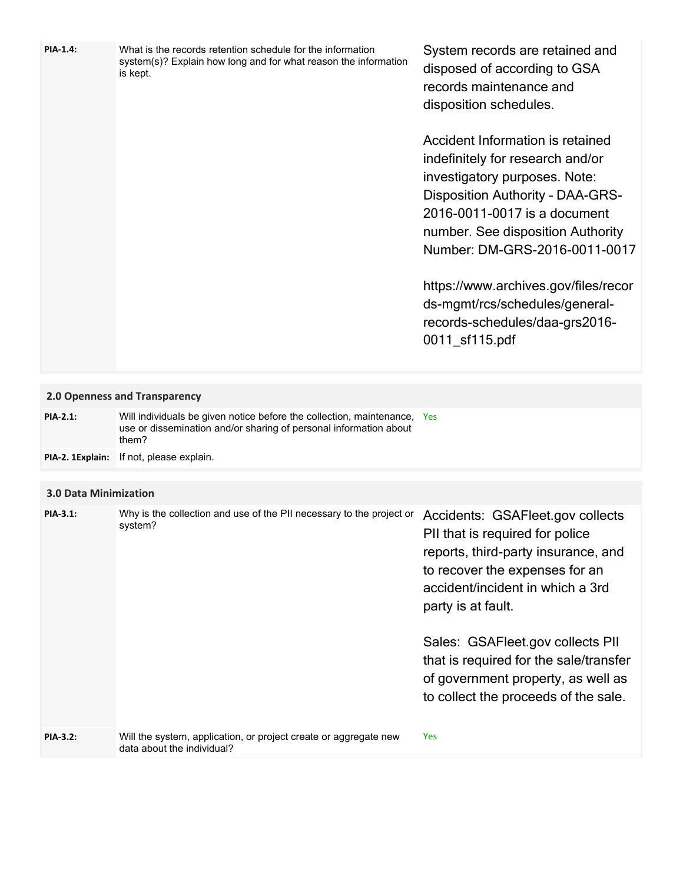| | | |
|---|---|---|
| **PIA-1.4:** | What is the records retention schedule for the information system(s)? Explain how long and for what reason the information is kept. | System records are retained and disposed of according to GSA records maintenance and disposition schedules.<br><br>Accident Information is retained indefinitely for research and/or investigatory purposes. Note: Disposition Authority – DAA-GRS-2016-0011-0017 is a document number. See disposition Authority Number: DM-GRS-2016-0011-0017<br><br>https://www.archives.gov/files/records-mgmt/rcs/schedules/general-records-schedules/daa-grs2016-0011_sf115.pdf |

## 2.0 Openness and Transparency

| | | |
|---|---|---|
| **PIA-2.1:** | Will individuals be given notice before the collection, maintenance, use or dissemination and/or sharing of personal information about them? | Yes |
| **PIA-2. 1Explain:** | If not, please explain. | |

## 3.0 Data Minimization

| | | |
|---|---|---|
| **PIA-3.1:** | Why is the collection and use of the PII necessary to the project or system? | Accidents: GSAFleet.gov collects PII that is required for police reports, third-party insurance, and to recover the expenses for an accident/incident in which a 3rd party is at fault.<br><br>Sales: GSAFleet.gov collects PII that is required for the sale/transfer of government property, as well as to collect the proceeds of the sale. |
| **PIA-3.2:** | Will the system, application, or project create or aggregate new data about the individual? | Yes |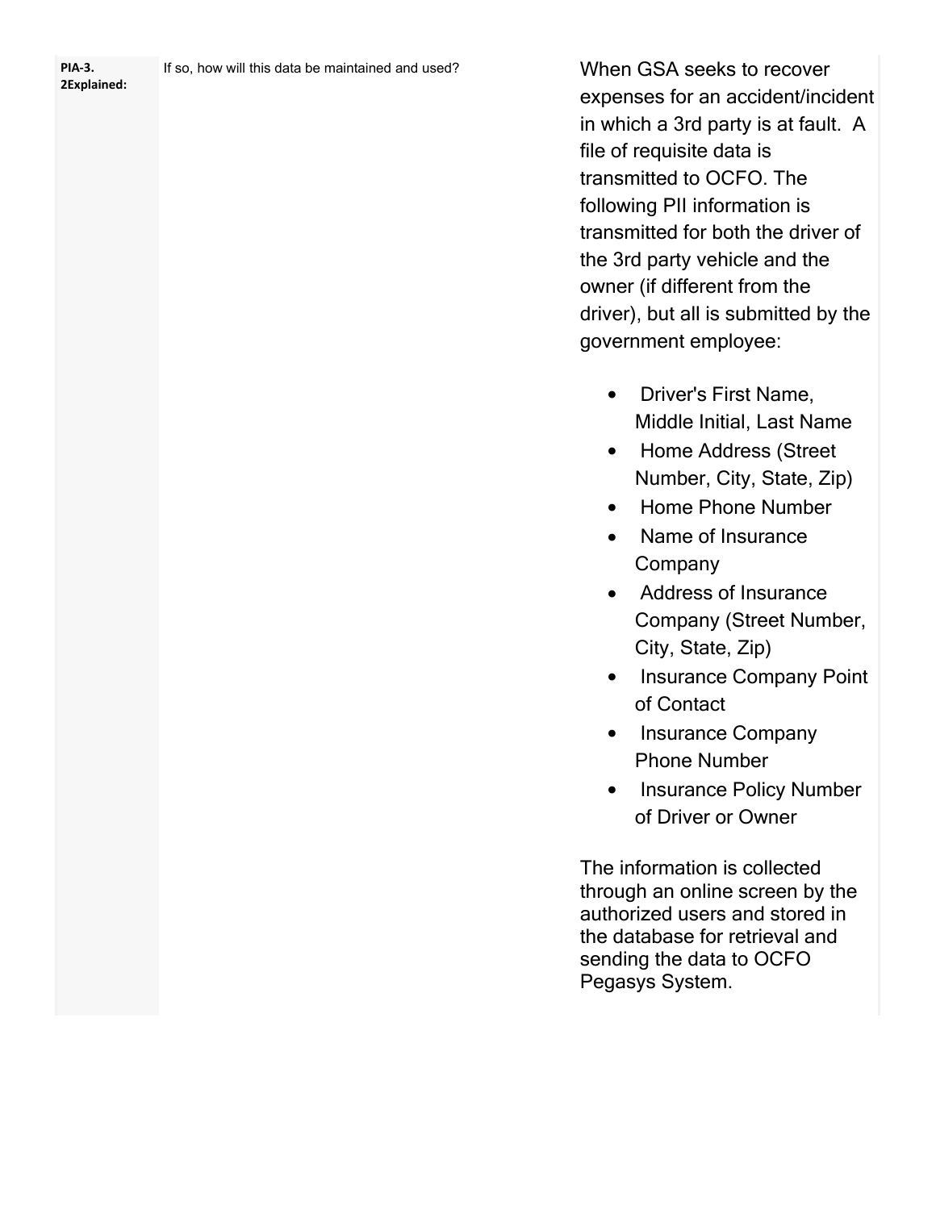| | | |
|---|---|---|
| **PIA-3. 2Explained:** | If so, how will this data be maintained and used? | When GSA seeks to recover expenses for an accident/incident in which a 3rd party is at fault. A file of requisite data is transmitted to OCFO. The following PII information is transmitted for both the driver of the 3rd party vehicle and the owner (if different from the driver), but all is submitted by the government employee:<br><br>• Driver's First Name, Middle Initial, Last Name<br>• Home Address (Street Number, City, State, Zip)<br>• Home Phone Number<br>• Name of Insurance Company<br>• Address of Insurance Company (Street Number, City, State, Zip)<br>• Insurance Company Point of Contact<br>• Insurance Company Phone Number<br>• Insurance Policy Number of Driver or Owner<br><br>The information is collected through an online screen by the authorized users and stored in the database for retrieval and sending the data to OCFO Pegasys System. |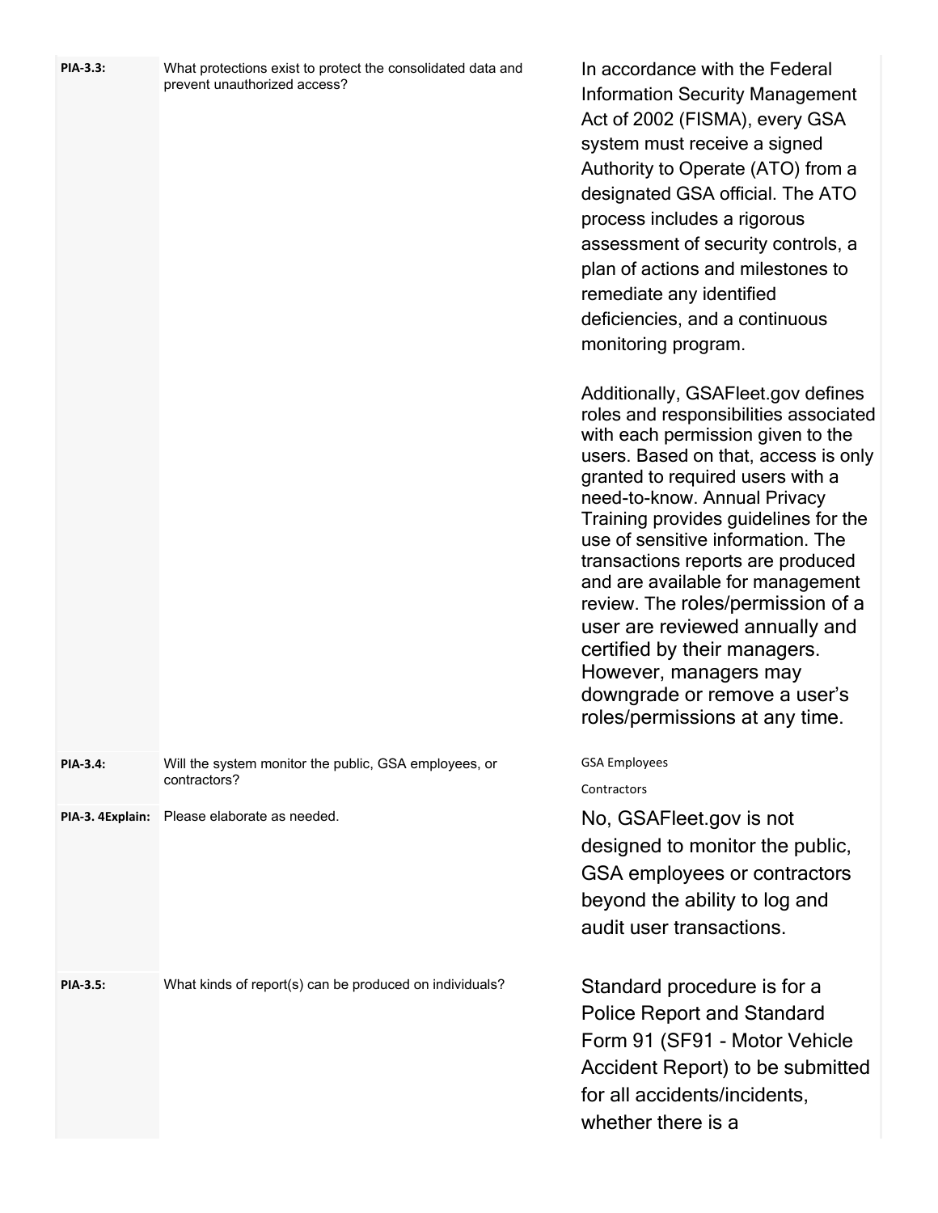| | | |
|---|---|---|
| **PIA-3.3:** | What protections exist to protect the consolidated data and prevent unauthorized access? | In accordance with the Federal Information Security Management Act of 2002 (FISMA), every GSA system must receive a signed Authority to Operate (ATO) from a designated GSA official. The ATO process includes a rigorous assessment of security controls, a plan of actions and milestones to remediate any identified deficiencies, and a continuous monitoring program.<br><br>Additionally, GSAFleet.gov defines roles and responsibilities associated with each permission given to the users. Based on that, access is only granted to required users with a need-to-know. Annual Privacy Training provides guidelines for the use of sensitive information. The transactions reports are produced and are available for management review. The roles/permission of a user are reviewed annually and certified by their managers. However, managers may downgrade or remove a user's roles/permissions at any time. |
| **PIA-3.4:** | Will the system monitor the public, GSA employees, or contractors? | GSA Employees<br><br>Contractors |
| **PIA-3. 4Explain:** | Please elaborate as needed. | No, GSAFleet.gov is not designed to monitor the public, GSA employees or contractors beyond the ability to log and audit user transactions. |
| **PIA-3.5:** | What kinds of report(s) can be produced on individuals? | Standard procedure is for a Police Report and Standard Form 91 (SF91 - Motor Vehicle Accident Report) to be submitted for all accidents/incidents, whether there is a |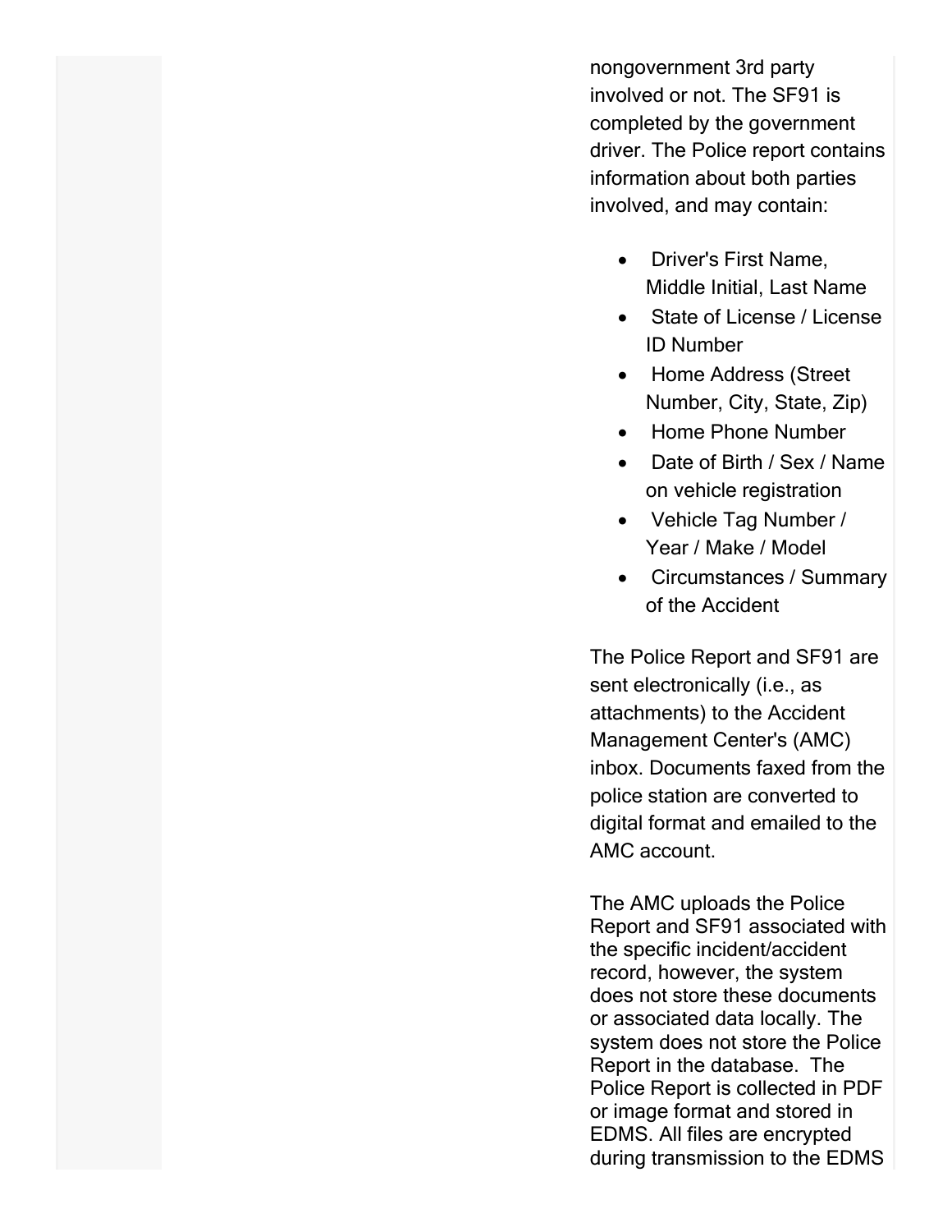nongovernment 3rd party involved or not. The SF91 is completed by the government driver. The Police report contains information about both parties involved, and may contain:

- Driver's First Name, Middle Initial, Last Name
- State of License / License ID Number
- Home Address (Street Number, City, State, Zip)
- Home Phone Number
- Date of Birth / Sex / Name on vehicle registration
- Vehicle Tag Number / Year / Make / Model
- Circumstances / Summary of the Accident

The Police Report and SF91 are sent electronically (i.e., as attachments) to the Accident Management Center's (AMC) inbox. Documents faxed from the police station are converted to digital format and emailed to the AMC account.

The AMC uploads the Police Report and SF91 associated with the specific incident/accident record, however, the system does not store these documents or associated data locally. The system does not store the Police Report in the database. The Police Report is collected in PDF or image format and stored in EDMS. All files are encrypted during transmission to the EDMS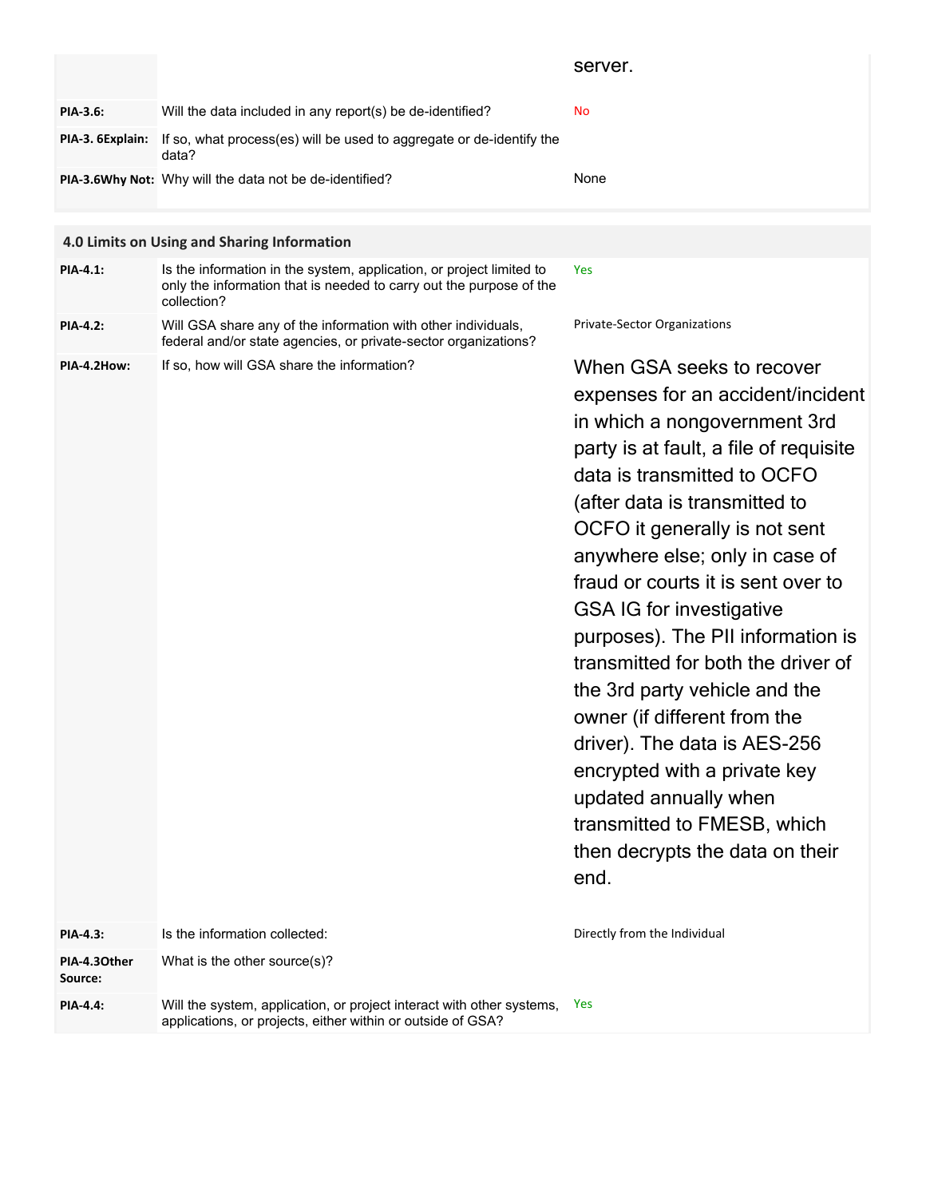| | | server. |
|---|---|---|
| **PIA-3.6:** | Will the data included in any report(s) be de-identified? | No |
| **PIA-3. 6Explain:** | If so, what process(es) will be used to aggregate or de-identify the data? | |
| **PIA-3.6Why Not:** | Why will the data not be de-identified? | None |

## 4.0 Limits on Using and Sharing Information

| | | |
|---|---|---|
| **PIA-4.1:** | Is the information in the system, application, or project limited to only the information that is needed to carry out the purpose of the collection? | Yes |
| **PIA-4.2:** | Will GSA share any of the information with other individuals, federal and/or state agencies, or private-sector organizations? | Private-Sector Organizations |
| **PIA-4.2How:** | If so, how will GSA share the information? | When GSA seeks to recover expenses for an accident/incident in which a nongovernment 3rd party is at fault, a file of requisite data is transmitted to OCFO (after data is transmitted to OCFO it generally is not sent anywhere else; only in case of fraud or courts it is sent over to GSA IG for investigative purposes). The PII information is transmitted for both the driver of the 3rd party vehicle and the owner (if different from the driver). The data is AES-256 encrypted with a private key updated annually when transmitted to FMESB, which then decrypts the data on their end. |
| **PIA-4.3:** | Is the information collected: | Directly from the Individual |
| **PIA-4.3Other Source:** | What is the other source(s)? | |
| **PIA-4.4:** | Will the system, application, or project interact with other systems, applications, or projects, either within or outside of GSA? | Yes |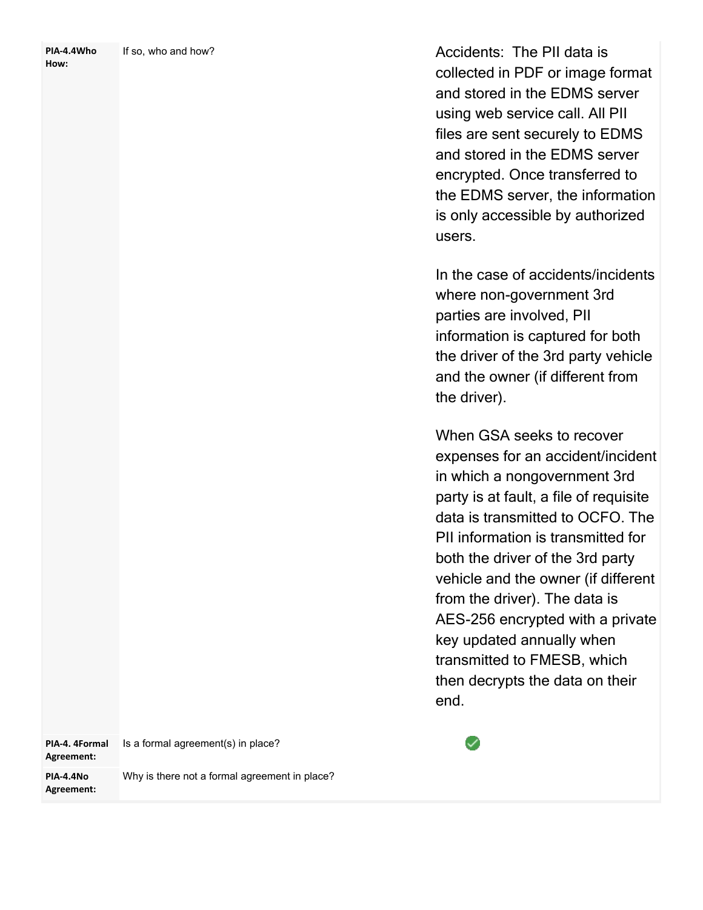| | | |
|---|---|---|
| **PIA-4.4Who How:** | If so, who and how? | Accidents: The PII data is collected in PDF or image format and stored in the EDMS server using web service call. All PII files are sent securely to EDMS and stored in the EDMS server encrypted. Once transferred to the EDMS server, the information is only accessible by authorized users.<br><br>In the case of accidents/incidents where non-government 3rd parties are involved, PII information is captured for both the driver of the 3rd party vehicle and the owner (if different from the driver).<br><br>When GSA seeks to recover expenses for an accident/incident in which a nongovernment 3rd party is at fault, a file of requisite data is transmitted to OCFO. The PII information is transmitted for both the driver of the 3rd party vehicle and the owner (if different from the driver). The data is AES-256 encrypted with a private key updated annually when transmitted to FMESB, which then decrypts the data on their end. |
| **PIA-4. 4Formal Agreement:** | Is a formal agreement(s) in place? | ✅ |
| **PIA-4.4No Agreement:** | Why is there not a formal agreement in place? | |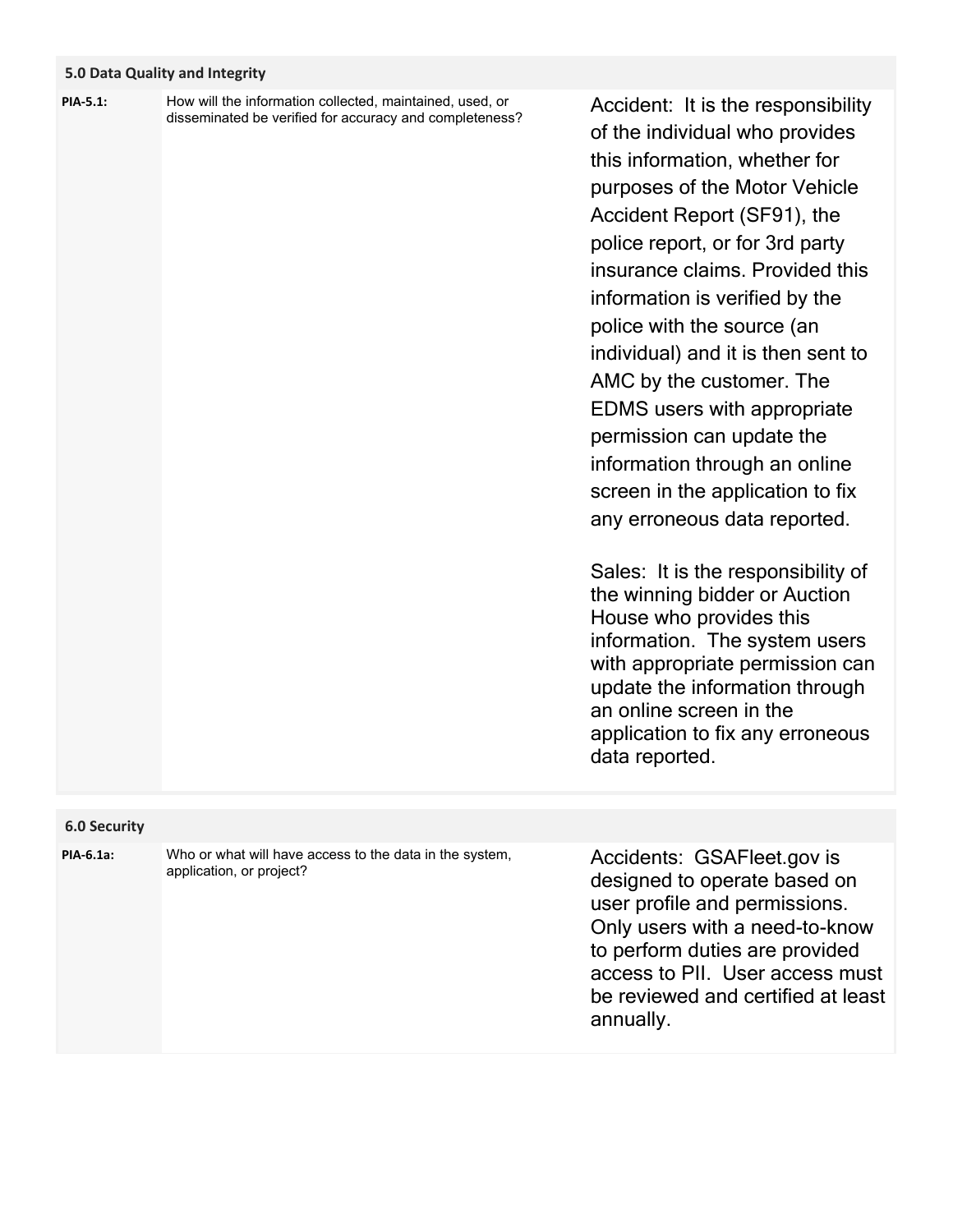## 5.0 Data Quality and Integrity

| | | |
|---|---|---|
| **PIA-5.1:** | How will the information collected, maintained, used, or disseminated be verified for accuracy and completeness? | Accident: It is the responsibility of the individual who provides this information, whether for purposes of the Motor Vehicle Accident Report (SF91), the police report, or for 3rd party insurance claims. Provided this information is verified by the police with the source (an individual) and it is then sent to AMC by the customer. The EDMS users with appropriate permission can update the information through an online screen in the application to fix any erroneous data reported.<br><br>Sales: It is the responsibility of the winning bidder or Auction House who provides this information. The system users with appropriate permission can update the information through an online screen in the application to fix any erroneous data reported. |

## 6.0 Security

| | | |
|---|---|---|
| **PIA-6.1a:** | Who or what will have access to the data in the system, application, or project? | Accidents: GSAFleet.gov is designed to operate based on user profile and permissions. Only users with a need-to-know to perform duties are provided access to PII. User access must be reviewed and certified at least annually. |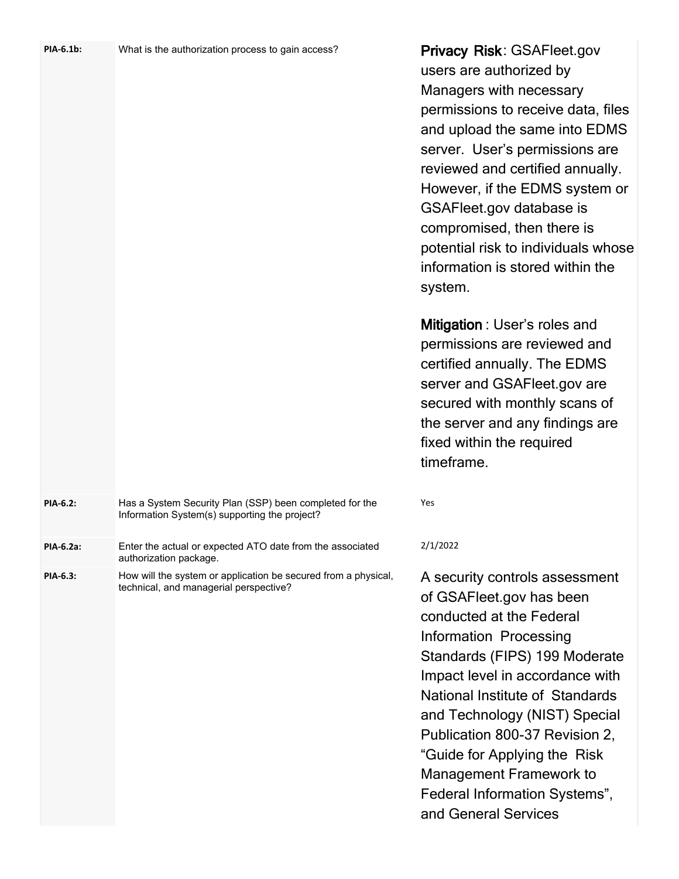| | | |
|---|---|---|
| **PIA-6.1b:** | What is the authorization process to gain access? | **Privacy Risk**: GSAFleet.gov users are authorized by Managers with necessary permissions to receive data, files and upload the same into EDMS server. User's permissions are reviewed and certified annually. However, if the EDMS system or GSAFleet.gov database is compromised, then there is potential risk to individuals whose information is stored within the system.<br><br>**Mitigation** : User's roles and permissions are reviewed and certified annually. The EDMS server and GSAFleet.gov are secured with monthly scans of the server and any findings are fixed within the required timeframe. |
| **PIA-6.2:** | Has a System Security Plan (SSP) been completed for the Information System(s) supporting the project? | Yes |
| **PIA-6.2a:** | Enter the actual or expected ATO date from the associated authorization package. | 2/1/2022 |
| **PIA-6.3:** | How will the system or application be secured from a physical, technical, and managerial perspective? | A security controls assessment of GSAFleet.gov has been conducted at the Federal Information Processing Standards (FIPS) 199 Moderate Impact level in accordance with National Institute of Standards and Technology (NIST) Special Publication 800-37 Revision 2, "Guide for Applying the Risk Management Framework to Federal Information Systems", and General Services |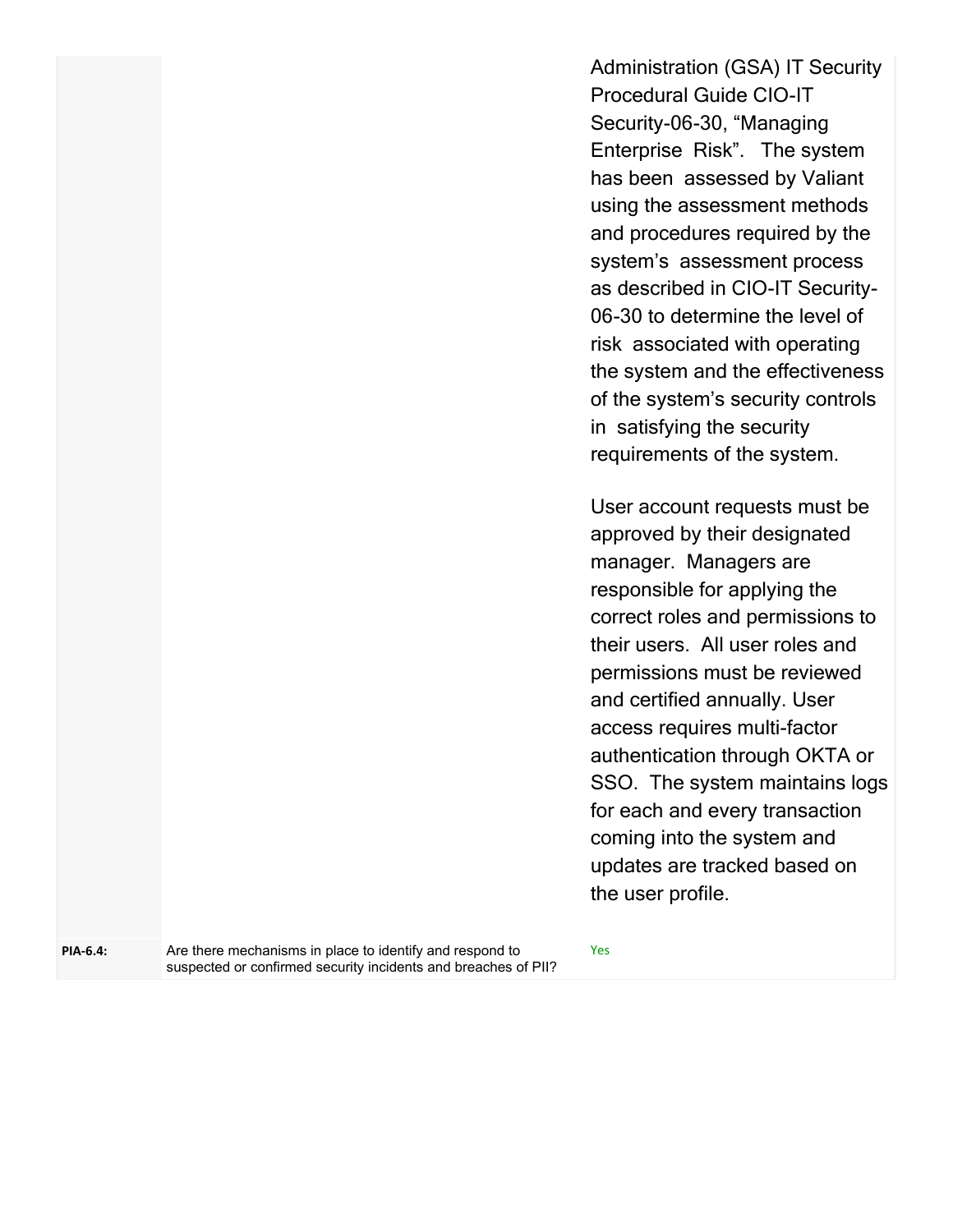| | | |
|---|---|---|
| | | Administration (GSA) IT Security Procedural Guide CIO-IT Security-06-30, "Managing Enterprise Risk". The system has been assessed by Valiant using the assessment methods and procedures required by the system's assessment process as described in CIO-IT Security-06-30 to determine the level of risk associated with operating the system and the effectiveness of the system's security controls in satisfying the security requirements of the system.<br><br>User account requests must be approved by their designated manager. Managers are responsible for applying the correct roles and permissions to their users. All user roles and permissions must be reviewed and certified annually. User access requires multi-factor authentication through OKTA or SSO. The system maintains logs for each and every transaction coming into the system and updates are tracked based on the user profile. |
| **PIA-6.4:** | Are there mechanisms in place to identify and respond to suspected or confirmed security incidents and breaches of PII? | Yes |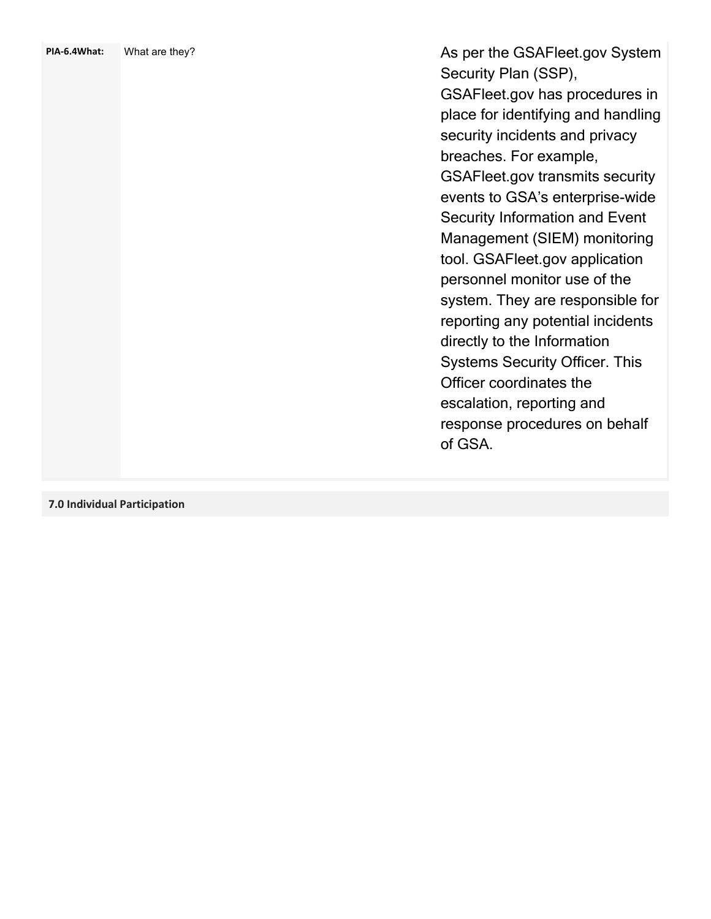| PIA-6.4What: | What are they? | As per the GSAFleet.gov System Security Plan (SSP), GSAFleet.gov has procedures in place for identifying and handling security incidents and privacy breaches. For example, GSAFleet.gov transmits security events to GSA's enterprise-wide Security Information and Event Management (SIEM) monitoring tool. GSAFleet.gov application personnel monitor use of the system. They are responsible for reporting any potential incidents directly to the Information Systems Security Officer. This Officer coordinates the escalation, reporting and response procedures on behalf of GSA. |
| --- | --- | --- |

**7.0 Individual Participation**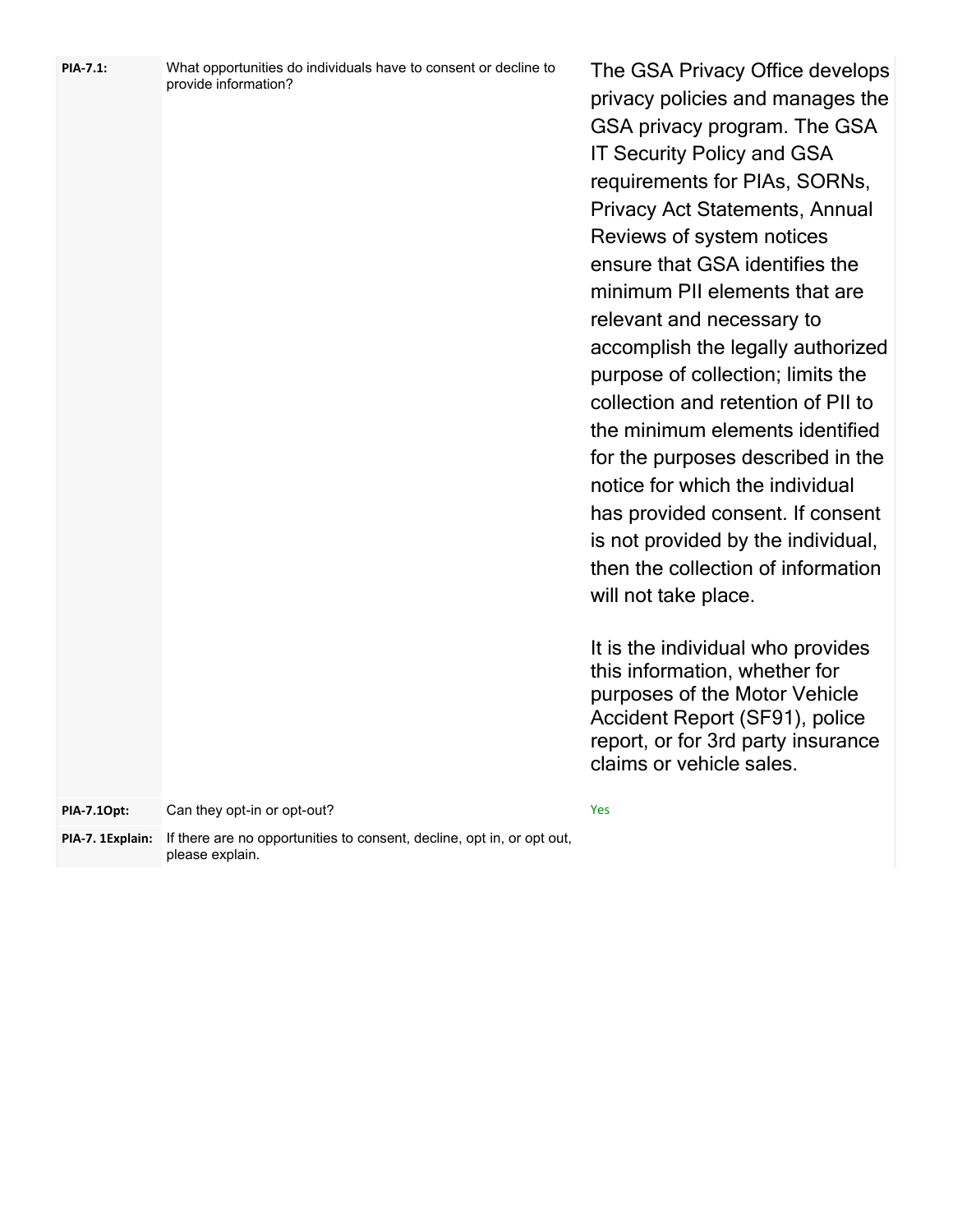| | | |
|---|---|---|
| **PIA-7.1:** | What opportunities do individuals have to consent or decline to provide information? | The GSA Privacy Office develops privacy policies and manages the GSA privacy program. The GSA IT Security Policy and GSA requirements for PIAs, SORNs, Privacy Act Statements, Annual Reviews of system notices ensure that GSA identifies the minimum PII elements that are relevant and necessary to accomplish the legally authorized purpose of collection; limits the collection and retention of PII to the minimum elements identified for the purposes described in the notice for which the individual has provided consent. If consent is not provided by the individual, then the collection of information will not take place.<br><br>It is the individual who provides this information, whether for purposes of the Motor Vehicle Accident Report (SF91), police report, or for 3rd party insurance claims or vehicle sales. |
| **PIA-7.1Opt:** | Can they opt-in or opt-out? | Yes |
| **PIA-7. 1Explain:** | If there are no opportunities to consent, decline, opt in, or opt out, please explain. | |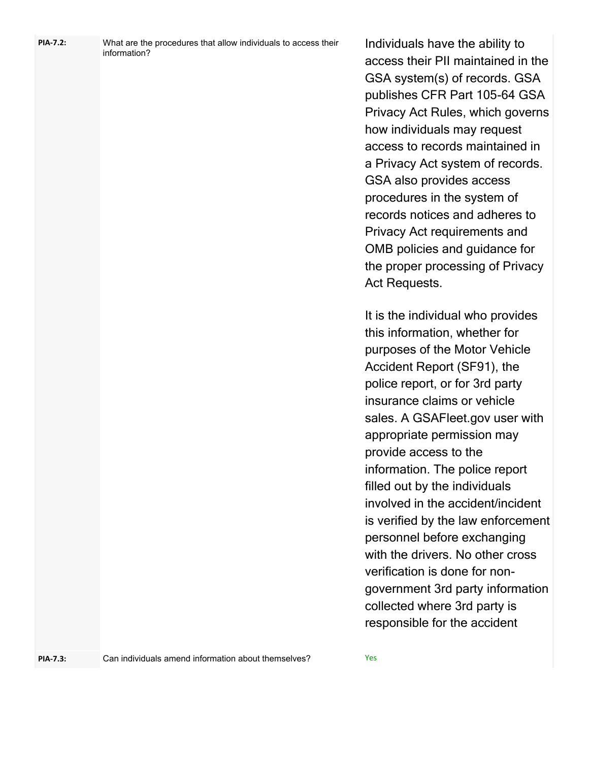| | | |
|---|---|---|
| **PIA-7.2:** | What are the procedures that allow individuals to access their information? | Individuals have the ability to access their PII maintained in the GSA system(s) of records. GSA publishes CFR Part 105-64 GSA Privacy Act Rules, which governs how individuals may request access to records maintained in a Privacy Act system of records. GSA also provides access procedures in the system of records notices and adheres to Privacy Act requirements and OMB policies and guidance for the proper processing of Privacy Act Requests.<br><br>It is the individual who provides this information, whether for purposes of the Motor Vehicle Accident Report (SF91), the police report, or for 3rd party insurance claims or vehicle sales. A GSAFleet.gov user with appropriate permission may provide access to the information. The police report filled out by the individuals involved in the accident/incident is verified by the law enforcement personnel before exchanging with the drivers. No other cross verification is done for non-government 3rd party information collected where 3rd party is responsible for the accident |
| **PIA-7.3:** | Can individuals amend information about themselves? | Yes |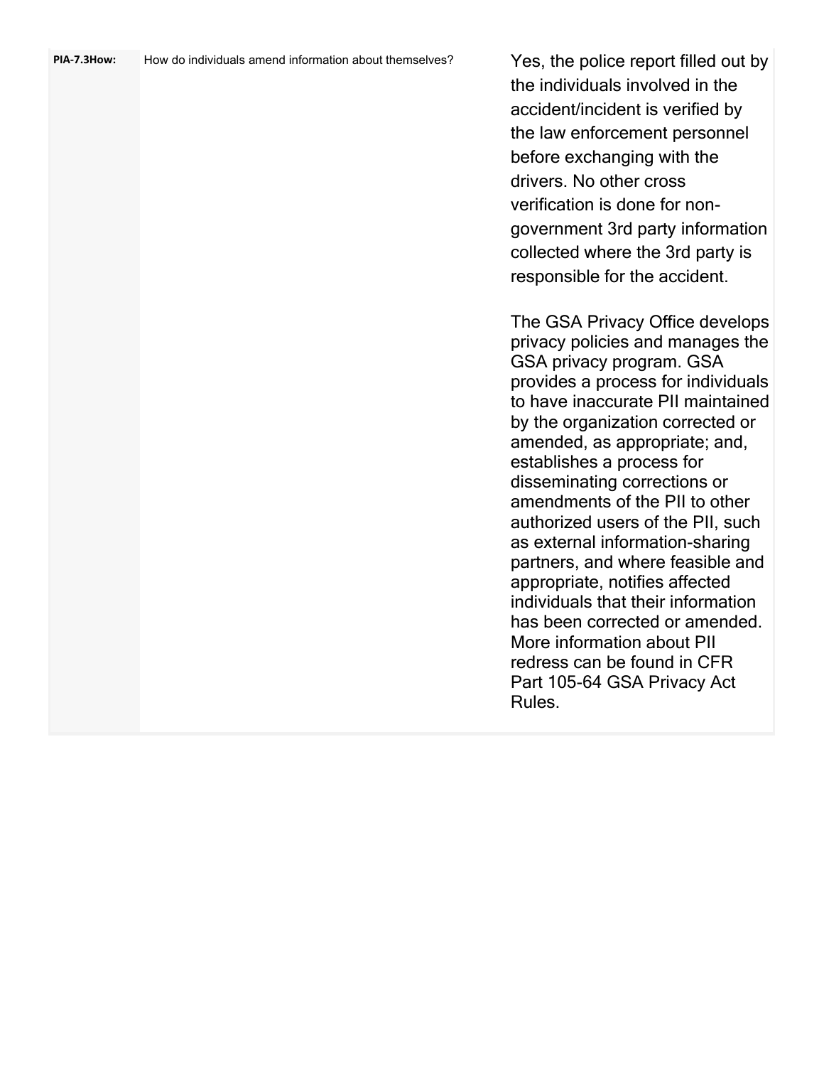| | | |
|---|---|---|
| **PIA-7.3How:** | How do individuals amend information about themselves? | Yes, the police report filled out by the individuals involved in the accident/incident is verified by the law enforcement personnel before exchanging with the drivers. No other cross verification is done for non-government 3rd party information collected where the 3rd party is responsible for the accident.<br><br>The GSA Privacy Office develops privacy policies and manages the GSA privacy program. GSA provides a process for individuals to have inaccurate PII maintained by the organization corrected or amended, as appropriate; and, establishes a process for disseminating corrections or amendments of the PII to other authorized users of the PII, such as external information-sharing partners, and where feasible and appropriate, notifies affected individuals that their information has been corrected or amended. More information about PII redress can be found in CFR Part 105-64 GSA Privacy Act Rules. |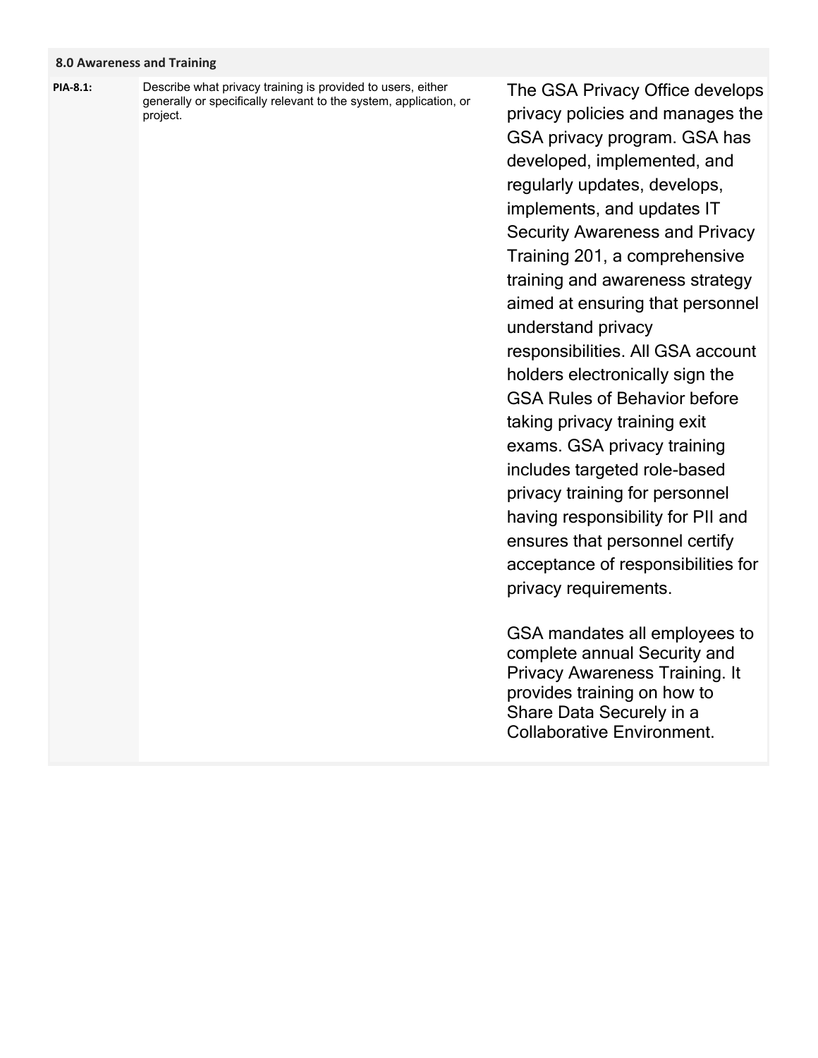| 8.0 Awareness and Training | | |
| --- | --- | --- |
| PIA-8.1: | Describe what privacy training is provided to users, either generally or specifically relevant to the system, application, or project. | The GSA Privacy Office develops privacy policies and manages the GSA privacy program. GSA has developed, implemented, and regularly updates, develops, implements, and updates IT Security Awareness and Privacy Training 201, a comprehensive training and awareness strategy aimed at ensuring that personnel understand privacy responsibilities. All GSA account holders electronically sign the GSA Rules of Behavior before taking privacy training exit exams. GSA privacy training includes targeted role-based privacy training for personnel having responsibility for PII and ensures that personnel certify acceptance of responsibilities for privacy requirements.<br><br>GSA mandates all employees to complete annual Security and Privacy Awareness Training. It provides training on how to Share Data Securely in a Collaborative Environment. |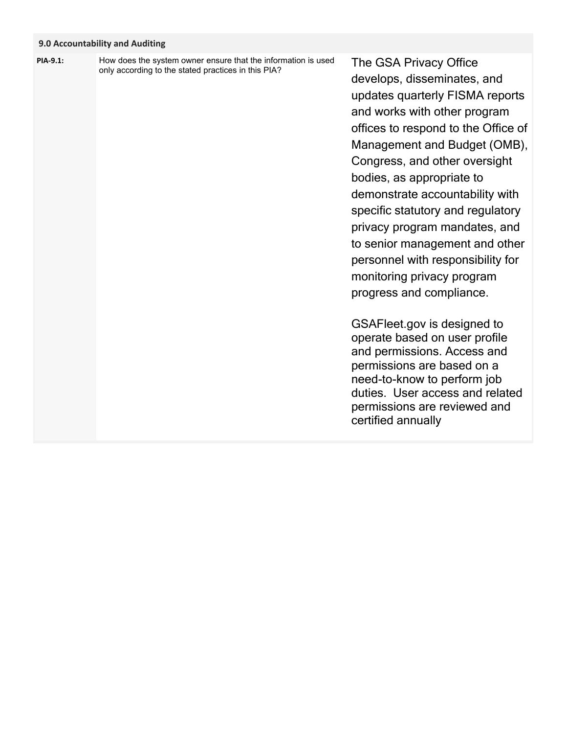| 9.0 Accountability and Auditing | | |
| --- | --- | --- |
| **PIA-9.1:** | How does the system owner ensure that the information is used only according to the stated practices in this PIA? | The GSA Privacy Office develops, disseminates, and updates quarterly FISMA reports and works with other program offices to respond to the Office of Management and Budget (OMB), Congress, and other oversight bodies, as appropriate to demonstrate accountability with specific statutory and regulatory privacy program mandates, and to senior management and other personnel with responsibility for monitoring privacy program progress and compliance.<br><br>GSAFleet.gov is designed to operate based on user profile and permissions. Access and permissions are based on a need-to-know to perform job duties. User access and related permissions are reviewed and certified annually |